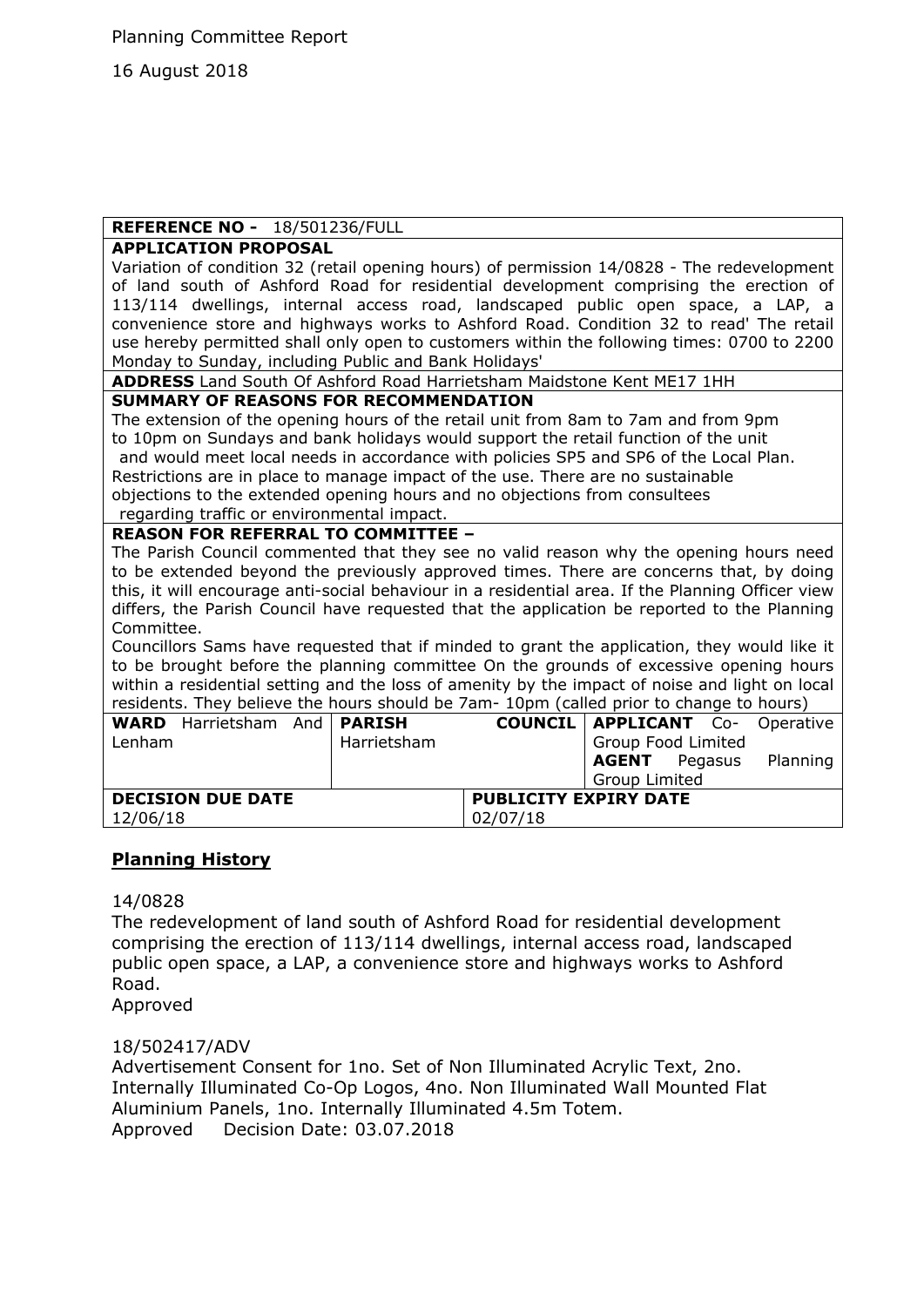Planning Committee Report

16 August 2018

| REFERENCE NO - 18/501236/FULL | | |
|---|---|---|
| **APPLICATION PROPOSAL**<br>Variation of condition 32 (retail opening hours) of permission 14/0828 - The redevelopment of land south of Ashford Road for residential development comprising the erection of 113/114 dwellings, internal access road, landscaped public open space, a LAP, a convenience store and highways works to Ashford Road. Condition 32 to read' The retail use hereby permitted shall only open to customers within the following times: 0700 to 2200 Monday to Sunday, including Public and Bank Holidays' | | |
| **ADDRESS** Land South Of Ashford Road Harrietsham Maidstone Kent ME17 1HH | | |
| **SUMMARY OF REASONS FOR RECOMMENDATION**<br>The extension of the opening hours of the retail unit from 8am to 7am and from 9pm to 10pm on Sundays and bank holidays would support the retail function of the unit and would meet local needs in accordance with policies SP5 and SP6 of the Local Plan. Restrictions are in place to manage impact of the use. There are no sustainable objections to the extended opening hours and no objections from consultees regarding traffic or environmental impact. | | |
| **REASON FOR REFERRAL TO COMMITTEE –**<br>The Parish Council commented that they see no valid reason why the opening hours need to be extended beyond the previously approved times. There are concerns that, by doing this, it will encourage anti-social behaviour in a residential area. If the Planning Officer view differs, the Parish Council have requested that the application be reported to the Planning Committee.<br>Councillors Sams have requested that if minded to grant the application, they would like it to be brought before the planning committee On the grounds of excessive opening hours within a residential setting and the loss of amenity by the impact of noise and light on local residents. They believe the hours should be 7am- 10pm (called prior to change to hours) | | |
| **WARD** Harrietsham And Lenham | **PARISH COUNCIL** Harrietsham | **APPLICANT** Co- Operative Group Food Limited<br>**AGENT** Pegasus Planning Group Limited |
| **DECISION DUE DATE**<br>12/06/18 | **PUBLICITY EXPIRY DATE**<br>02/07/18 | |

## Planning History

14/0828

The redevelopment of land south of Ashford Road for residential development comprising the erection of 113/114 dwellings, internal access road, landscaped public open space, a LAP, a convenience store and highways works to Ashford Road.

Approved

18/502417/ADV

Advertisement Consent for 1no. Set of Non Illuminated Acrylic Text, 2no. Internally Illuminated Co-Op Logos, 4no. Non Illuminated Wall Mounted Flat Aluminium Panels, 1no. Internally Illuminated 4.5m Totem.

Approved Decision Date: 03.07.2018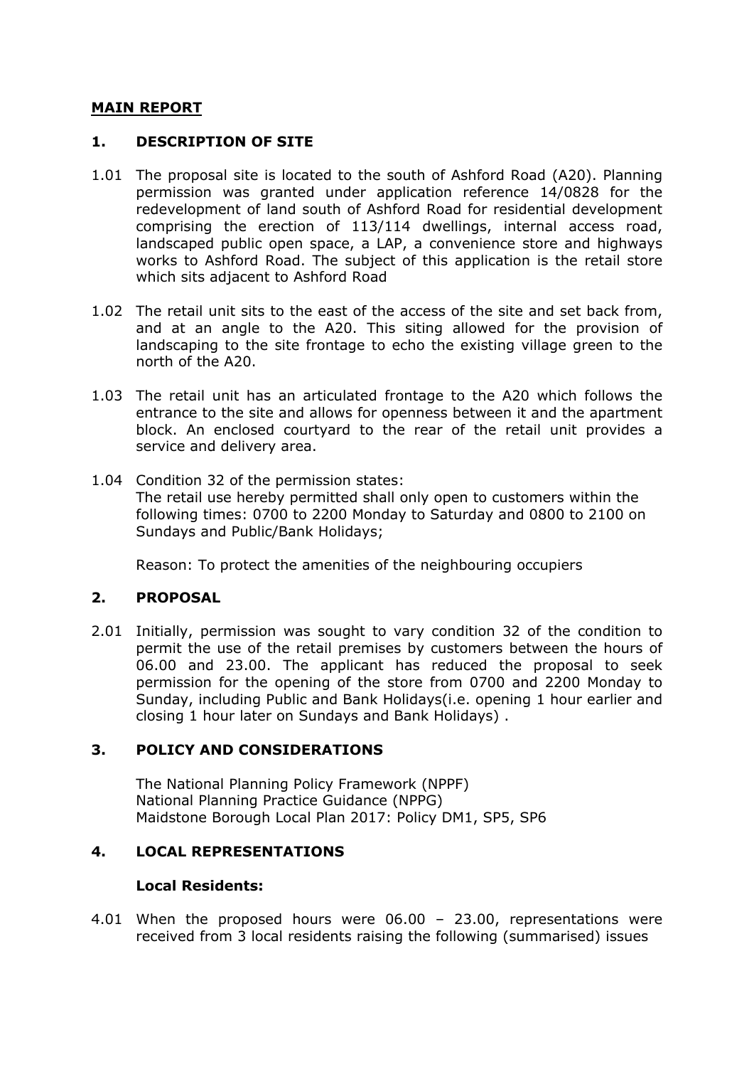## MAIN REPORT

### 1. DESCRIPTION OF SITE

1.01 The proposal site is located to the south of Ashford Road (A20). Planning permission was granted under application reference 14/0828 for the redevelopment of land south of Ashford Road for residential development comprising the erection of 113/114 dwellings, internal access road, landscaped public open space, a LAP, a convenience store and highways works to Ashford Road. The subject of this application is the retail store which sits adjacent to Ashford Road

1.02 The retail unit sits to the east of the access of the site and set back from, and at an angle to the A20. This siting allowed for the provision of landscaping to the site frontage to echo the existing village green to the north of the A20.

1.03 The retail unit has an articulated frontage to the A20 which follows the entrance to the site and allows for openness between it and the apartment block. An enclosed courtyard to the rear of the retail unit provides a service and delivery area.

1.04 Condition 32 of the permission states:
The retail use hereby permitted shall only open to customers within the following times: 0700 to 2200 Monday to Saturday and 0800 to 2100 on Sundays and Public/Bank Holidays;

Reason: To protect the amenities of the neighbouring occupiers

### 2. PROPOSAL

2.01 Initially, permission was sought to vary condition 32 of the condition to permit the use of the retail premises by customers between the hours of 06.00 and 23.00. The applicant has reduced the proposal to seek permission for the opening of the store from 0700 and 2200 Monday to Sunday, including Public and Bank Holidays(i.e. opening 1 hour earlier and closing 1 hour later on Sundays and Bank Holidays) .

### 3. POLICY AND CONSIDERATIONS

The National Planning Policy Framework (NPPF)
National Planning Practice Guidance (NPPG)
Maidstone Borough Local Plan 2017: Policy DM1, SP5, SP6

### 4. LOCAL REPRESENTATIONS

**Local Residents:**

4.01 When the proposed hours were 06.00 – 23.00, representations were received from 3 local residents raising the following (summarised) issues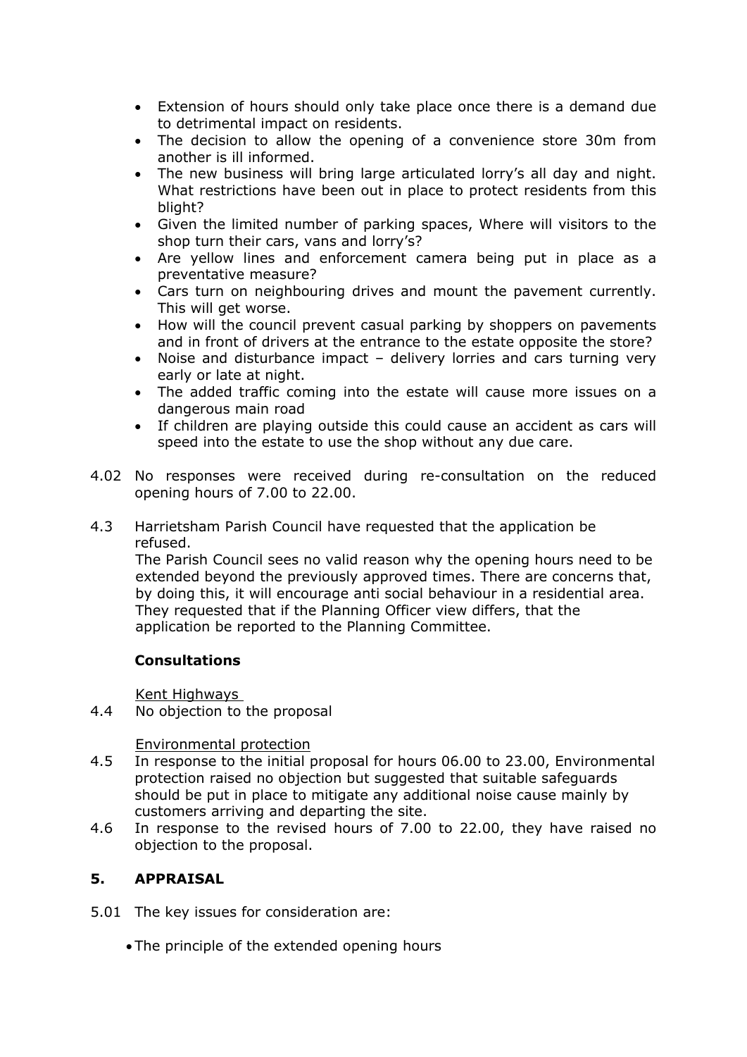- Extension of hours should only take place once there is a demand due to detrimental impact on residents.
- The decision to allow the opening of a convenience store 30m from another is ill informed.
- The new business will bring large articulated lorry's all day and night. What restrictions have been out in place to protect residents from this blight?
- Given the limited number of parking spaces, Where will visitors to the shop turn their cars, vans and lorry's?
- Are yellow lines and enforcement camera being put in place as a preventative measure?
- Cars turn on neighbouring drives and mount the pavement currently. This will get worse.
- How will the council prevent casual parking by shoppers on pavements and in front of drivers at the entrance to the estate opposite the store?
- Noise and disturbance impact – delivery lorries and cars turning very early or late at night.
- The added traffic coming into the estate will cause more issues on a dangerous main road
- If children are playing outside this could cause an accident as cars will speed into the estate to use the shop without any due care.

4.02 No responses were received during re-consultation on the reduced opening hours of 7.00 to 22.00.

4.3 Harrietsham Parish Council have requested that the application be refused.
The Parish Council sees no valid reason why the opening hours need to be extended beyond the previously approved times. There are concerns that, by doing this, it will encourage anti social behaviour in a residential area. They requested that if the Planning Officer view differs, that the application be reported to the Planning Committee.

**Consultations**

Kent Highways

4.4 No objection to the proposal

Environmental protection

4.5 In response to the initial proposal for hours 06.00 to 23.00, Environmental protection raised no objection but suggested that suitable safeguards should be put in place to mitigate any additional noise cause mainly by customers arriving and departing the site.

4.6 In response to the revised hours of 7.00 to 22.00, they have raised no objection to the proposal.

## 5. APPRAISAL

5.01 The key issues for consideration are:

- The principle of the extended opening hours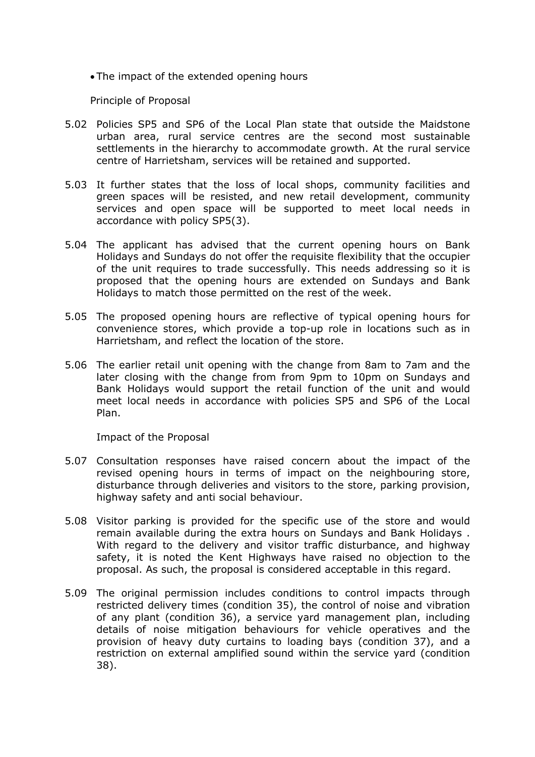- The impact of the extended opening hours

Principle of Proposal

5.02 Policies SP5 and SP6 of the Local Plan state that outside the Maidstone urban area, rural service centres are the second most sustainable settlements in the hierarchy to accommodate growth. At the rural service centre of Harrietsham, services will be retained and supported.

5.03 It further states that the loss of local shops, community facilities and green spaces will be resisted, and new retail development, community services and open space will be supported to meet local needs in accordance with policy SP5(3).

5.04 The applicant has advised that the current opening hours on Bank Holidays and Sundays do not offer the requisite flexibility that the occupier of the unit requires to trade successfully. This needs addressing so it is proposed that the opening hours are extended on Sundays and Bank Holidays to match those permitted on the rest of the week.

5.05 The proposed opening hours are reflective of typical opening hours for convenience stores, which provide a top-up role in locations such as in Harrietsham, and reflect the location of the store.

5.06 The earlier retail unit opening with the change from 8am to 7am and the later closing with the change from from 9pm to 10pm on Sundays and Bank Holidays would support the retail function of the unit and would meet local needs in accordance with policies SP5 and SP6 of the Local Plan.

Impact of the Proposal

5.07 Consultation responses have raised concern about the impact of the revised opening hours in terms of impact on the neighbouring store, disturbance through deliveries and visitors to the store, parking provision, highway safety and anti social behaviour.

5.08 Visitor parking is provided for the specific use of the store and would remain available during the extra hours on Sundays and Bank Holidays . With regard to the delivery and visitor traffic disturbance, and highway safety, it is noted the Kent Highways have raised no objection to the proposal. As such, the proposal is considered acceptable in this regard.

5.09 The original permission includes conditions to control impacts through restricted delivery times (condition 35), the control of noise and vibration of any plant (condition 36), a service yard management plan, including details of noise mitigation behaviours for vehicle operatives and the provision of heavy duty curtains to loading bays (condition 37), and a restriction on external amplified sound within the service yard (condition 38).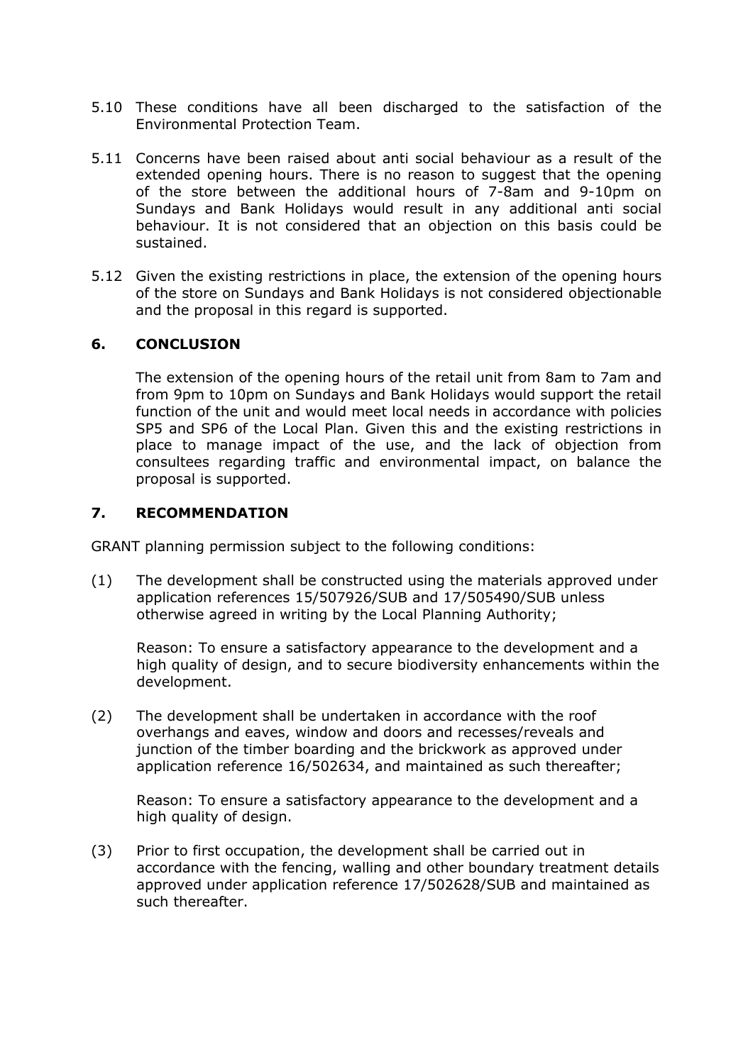5.10 These conditions have all been discharged to the satisfaction of the Environmental Protection Team.

5.11 Concerns have been raised about anti social behaviour as a result of the extended opening hours. There is no reason to suggest that the opening of the store between the additional hours of 7-8am and 9-10pm on Sundays and Bank Holidays would result in any additional anti social behaviour. It is not considered that an objection on this basis could be sustained.

5.12 Given the existing restrictions in place, the extension of the opening hours of the store on Sundays and Bank Holidays is not considered objectionable and the proposal in this regard is supported.

## 6. CONCLUSION

The extension of the opening hours of the retail unit from 8am to 7am and from 9pm to 10pm on Sundays and Bank Holidays would support the retail function of the unit and would meet local needs in accordance with policies SP5 and SP6 of the Local Plan. Given this and the existing restrictions in place to manage impact of the use, and the lack of objection from consultees regarding traffic and environmental impact, on balance the proposal is supported.

## 7. RECOMMENDATION

GRANT planning permission subject to the following conditions:

(1) The development shall be constructed using the materials approved under application references 15/507926/SUB and 17/505490/SUB unless otherwise agreed in writing by the Local Planning Authority;

Reason: To ensure a satisfactory appearance to the development and a high quality of design, and to secure biodiversity enhancements within the development.

(2) The development shall be undertaken in accordance with the roof overhangs and eaves, window and doors and recesses/reveals and junction of the timber boarding and the brickwork as approved under application reference 16/502634, and maintained as such thereafter;

Reason: To ensure a satisfactory appearance to the development and a high quality of design.

(3) Prior to first occupation, the development shall be carried out in accordance with the fencing, walling and other boundary treatment details approved under application reference 17/502628/SUB and maintained as such thereafter.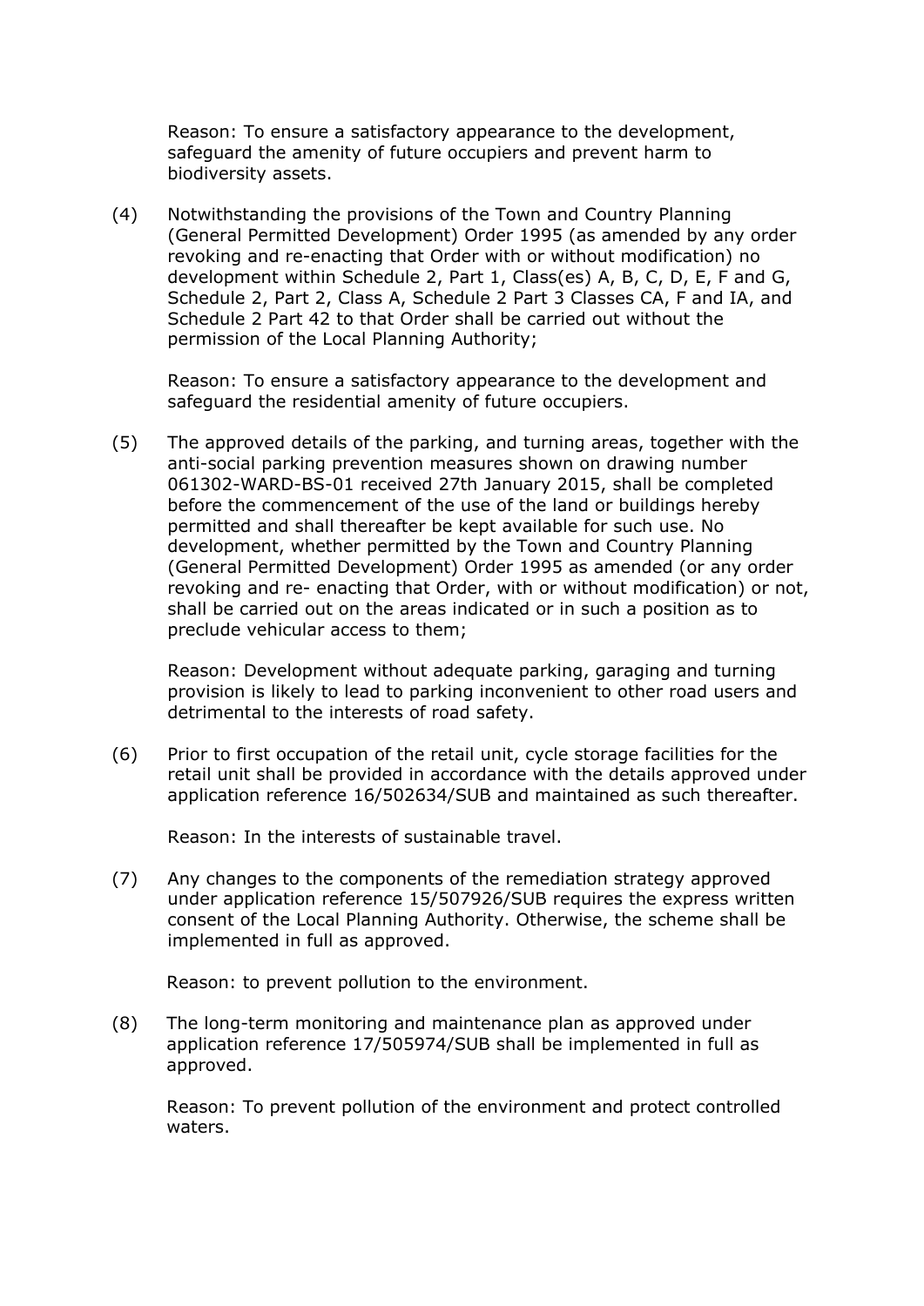Reason: To ensure a satisfactory appearance to the development, safeguard the amenity of future occupiers and prevent harm to biodiversity assets.

(4) Notwithstanding the provisions of the Town and Country Planning (General Permitted Development) Order 1995 (as amended by any order revoking and re-enacting that Order with or without modification) no development within Schedule 2, Part 1, Class(es) A, B, C, D, E, F and G, Schedule 2, Part 2, Class A, Schedule 2 Part 3 Classes CA, F and IA, and Schedule 2 Part 42 to that Order shall be carried out without the permission of the Local Planning Authority;

Reason: To ensure a satisfactory appearance to the development and safeguard the residential amenity of future occupiers.

(5) The approved details of the parking, and turning areas, together with the anti-social parking prevention measures shown on drawing number 061302-WARD-BS-01 received 27th January 2015, shall be completed before the commencement of the use of the land or buildings hereby permitted and shall thereafter be kept available for such use. No development, whether permitted by the Town and Country Planning (General Permitted Development) Order 1995 as amended (or any order revoking and re- enacting that Order, with or without modification) or not, shall be carried out on the areas indicated or in such a position as to preclude vehicular access to them;

Reason: Development without adequate parking, garaging and turning provision is likely to lead to parking inconvenient to other road users and detrimental to the interests of road safety.

(6) Prior to first occupation of the retail unit, cycle storage facilities for the retail unit shall be provided in accordance with the details approved under application reference 16/502634/SUB and maintained as such thereafter.

Reason: In the interests of sustainable travel.

(7) Any changes to the components of the remediation strategy approved under application reference 15/507926/SUB requires the express written consent of the Local Planning Authority. Otherwise, the scheme shall be implemented in full as approved.

Reason: to prevent pollution to the environment.

(8) The long-term monitoring and maintenance plan as approved under application reference 17/505974/SUB shall be implemented in full as approved.

Reason: To prevent pollution of the environment and protect controlled waters.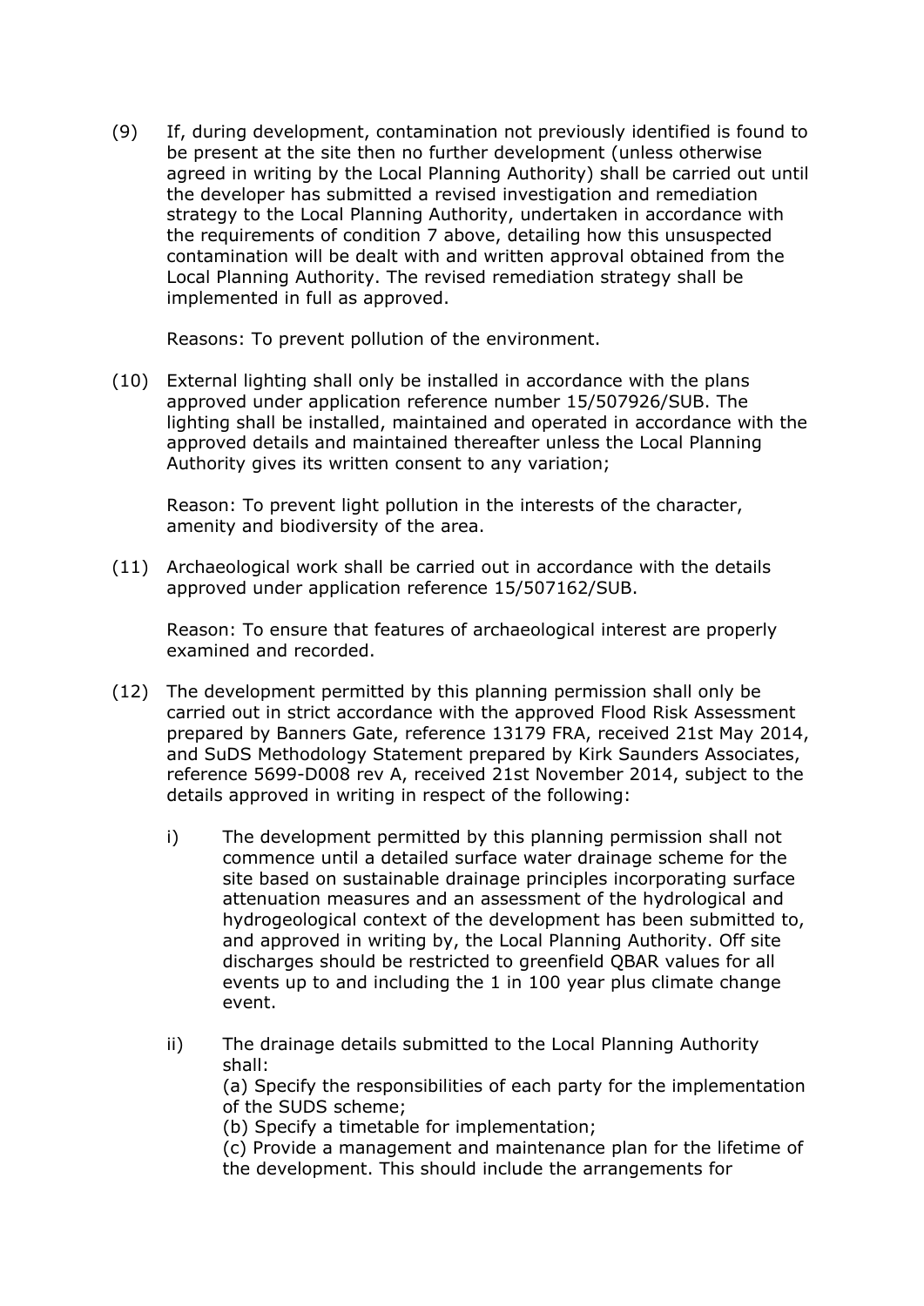(9) If, during development, contamination not previously identified is found to be present at the site then no further development (unless otherwise agreed in writing by the Local Planning Authority) shall be carried out until the developer has submitted a revised investigation and remediation strategy to the Local Planning Authority, undertaken in accordance with the requirements of condition 7 above, detailing how this unsuspected contamination will be dealt with and written approval obtained from the Local Planning Authority. The revised remediation strategy shall be implemented in full as approved.

Reasons: To prevent pollution of the environment.

(10) External lighting shall only be installed in accordance with the plans approved under application reference number 15/507926/SUB. The lighting shall be installed, maintained and operated in accordance with the approved details and maintained thereafter unless the Local Planning Authority gives its written consent to any variation;

Reason: To prevent light pollution in the interests of the character, amenity and biodiversity of the area.

(11) Archaeological work shall be carried out in accordance with the details approved under application reference 15/507162/SUB.

Reason: To ensure that features of archaeological interest are properly examined and recorded.

(12) The development permitted by this planning permission shall only be carried out in strict accordance with the approved Flood Risk Assessment prepared by Banners Gate, reference 13179 FRA, received 21st May 2014, and SuDS Methodology Statement prepared by Kirk Saunders Associates, reference 5699-D008 rev A, received 21st November 2014, subject to the details approved in writing in respect of the following:

i) The development permitted by this planning permission shall not commence until a detailed surface water drainage scheme for the site based on sustainable drainage principles incorporating surface attenuation measures and an assessment of the hydrological and hydrogeological context of the development has been submitted to, and approved in writing by, the Local Planning Authority. Off site discharges should be restricted to greenfield QBAR values for all events up to and including the 1 in 100 year plus climate change event.

ii) The drainage details submitted to the Local Planning Authority shall:
(a) Specify the responsibilities of each party for the implementation of the SUDS scheme;
(b) Specify a timetable for implementation;
(c) Provide a management and maintenance plan for the lifetime of the development. This should include the arrangements for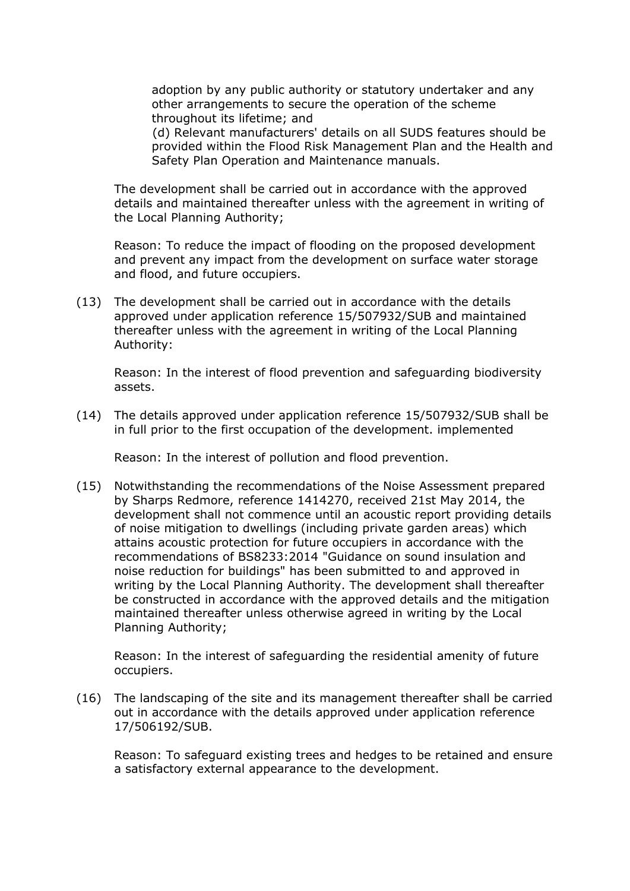adoption by any public authority or statutory undertaker and any other arrangements to secure the operation of the scheme throughout its lifetime; and

(d) Relevant manufacturers' details on all SUDS features should be provided within the Flood Risk Management Plan and the Health and Safety Plan Operation and Maintenance manuals.

The development shall be carried out in accordance with the approved details and maintained thereafter unless with the agreement in writing of the Local Planning Authority;

Reason: To reduce the impact of flooding on the proposed development and prevent any impact from the development on surface water storage and flood, and future occupiers.

(13) The development shall be carried out in accordance with the details approved under application reference 15/507932/SUB and maintained thereafter unless with the agreement in writing of the Local Planning Authority:

Reason: In the interest of flood prevention and safeguarding biodiversity assets.

(14) The details approved under application reference 15/507932/SUB shall be in full prior to the first occupation of the development. implemented

Reason: In the interest of pollution and flood prevention.

(15) Notwithstanding the recommendations of the Noise Assessment prepared by Sharps Redmore, reference 1414270, received 21st May 2014, the development shall not commence until an acoustic report providing details of noise mitigation to dwellings (including private garden areas) which attains acoustic protection for future occupiers in accordance with the recommendations of BS8233:2014 "Guidance on sound insulation and noise reduction for buildings" has been submitted to and approved in writing by the Local Planning Authority. The development shall thereafter be constructed in accordance with the approved details and the mitigation maintained thereafter unless otherwise agreed in writing by the Local Planning Authority;

Reason: In the interest of safeguarding the residential amenity of future occupiers.

(16) The landscaping of the site and its management thereafter shall be carried out in accordance with the details approved under application reference 17/506192/SUB.

Reason: To safeguard existing trees and hedges to be retained and ensure a satisfactory external appearance to the development.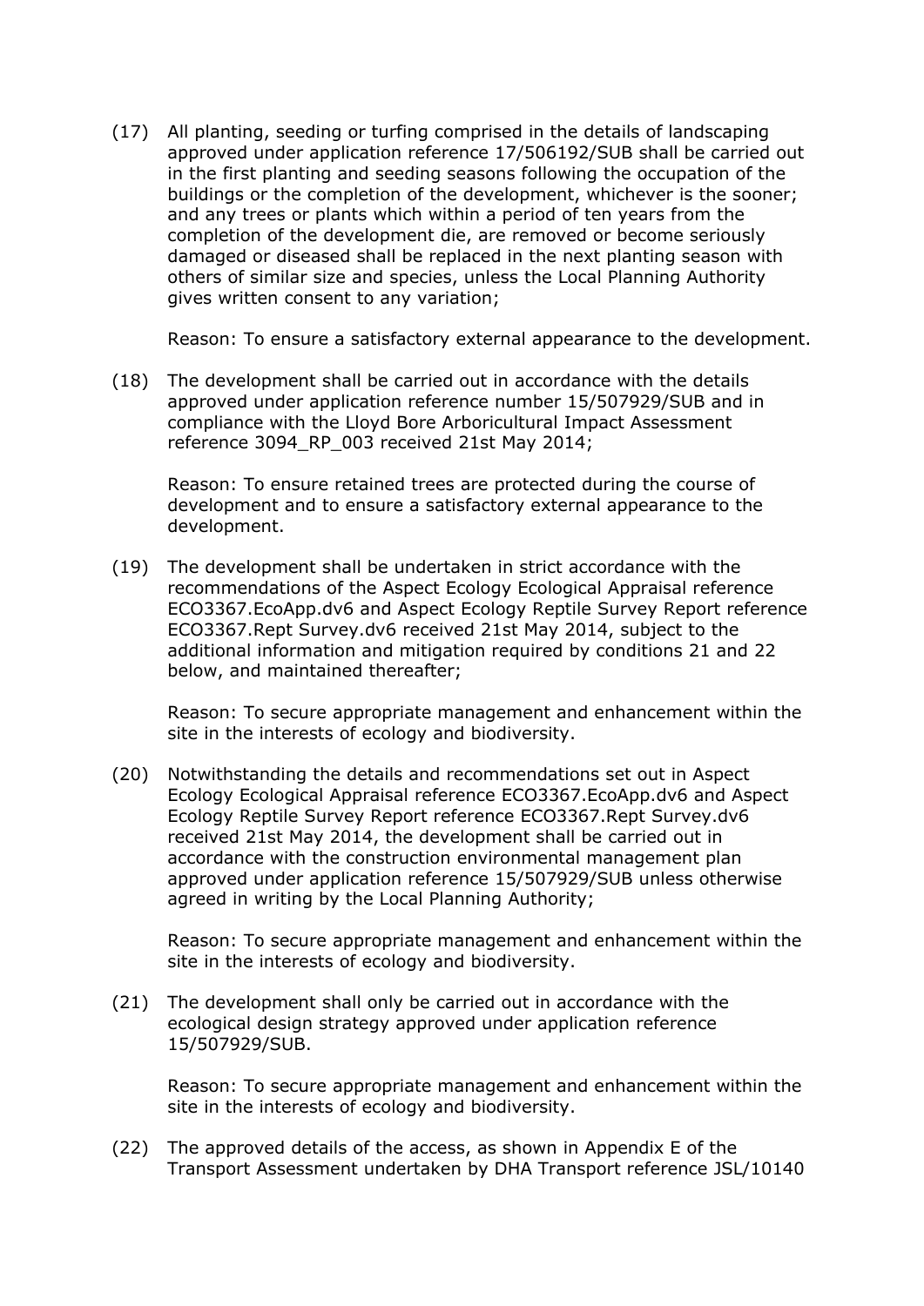(17) All planting, seeding or turfing comprised in the details of landscaping approved under application reference 17/506192/SUB shall be carried out in the first planting and seeding seasons following the occupation of the buildings or the completion of the development, whichever is the sooner; and any trees or plants which within a period of ten years from the completion of the development die, are removed or become seriously damaged or diseased shall be replaced in the next planting season with others of similar size and species, unless the Local Planning Authority gives written consent to any variation;

Reason: To ensure a satisfactory external appearance to the development.

(18) The development shall be carried out in accordance with the details approved under application reference number 15/507929/SUB and in compliance with the Lloyd Bore Arboricultural Impact Assessment reference 3094_RP_003 received 21st May 2014;

Reason: To ensure retained trees are protected during the course of development and to ensure a satisfactory external appearance to the development.

(19) The development shall be undertaken in strict accordance with the recommendations of the Aspect Ecology Ecological Appraisal reference ECO3367.EcoApp.dv6 and Aspect Ecology Reptile Survey Report reference ECO3367.Rept Survey.dv6 received 21st May 2014, subject to the additional information and mitigation required by conditions 21 and 22 below, and maintained thereafter;

Reason: To secure appropriate management and enhancement within the site in the interests of ecology and biodiversity.

(20) Notwithstanding the details and recommendations set out in Aspect Ecology Ecological Appraisal reference ECO3367.EcoApp.dv6 and Aspect Ecology Reptile Survey Report reference ECO3367.Rept Survey.dv6 received 21st May 2014, the development shall be carried out in accordance with the construction environmental management plan approved under application reference 15/507929/SUB unless otherwise agreed in writing by the Local Planning Authority;

Reason: To secure appropriate management and enhancement within the site in the interests of ecology and biodiversity.

(21) The development shall only be carried out in accordance with the ecological design strategy approved under application reference 15/507929/SUB.

Reason: To secure appropriate management and enhancement within the site in the interests of ecology and biodiversity.

(22) The approved details of the access, as shown in Appendix E of the Transport Assessment undertaken by DHA Transport reference JSL/10140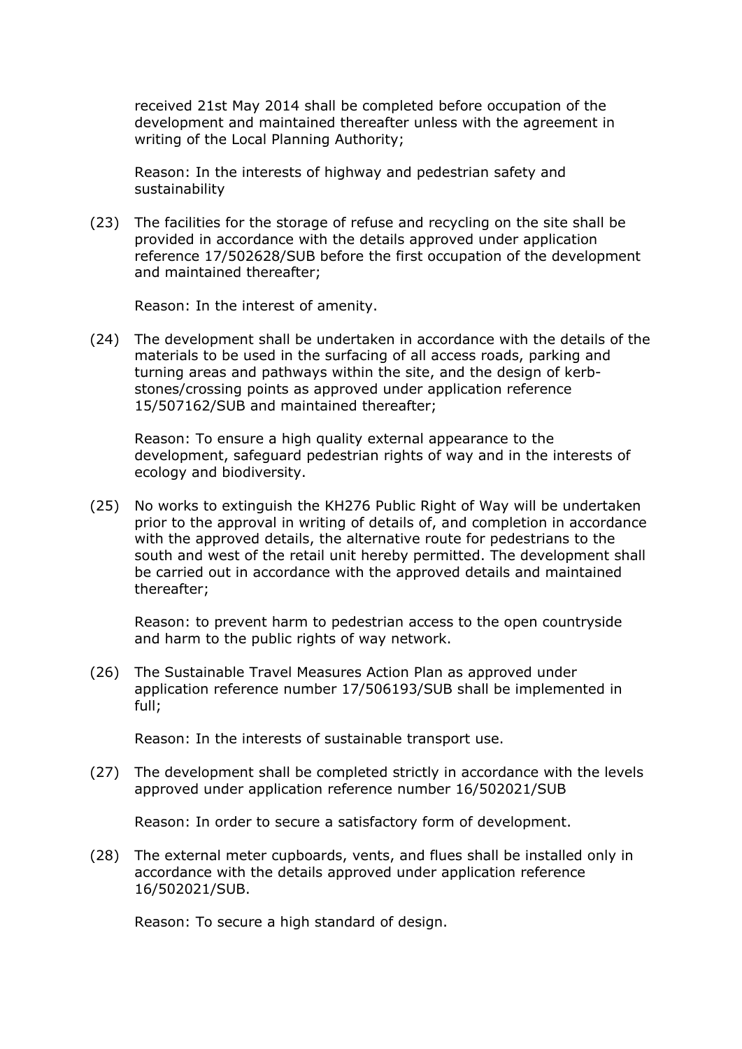received 21st May 2014 shall be completed before occupation of the development and maintained thereafter unless with the agreement in writing of the Local Planning Authority;

Reason: In the interests of highway and pedestrian safety and sustainability

(23) The facilities for the storage of refuse and recycling on the site shall be provided in accordance with the details approved under application reference 17/502628/SUB before the first occupation of the development and maintained thereafter;

Reason: In the interest of amenity.

(24) The development shall be undertaken in accordance with the details of the materials to be used in the surfacing of all access roads, parking and turning areas and pathways within the site, and the design of kerb-stones/crossing points as approved under application reference 15/507162/SUB and maintained thereafter;

Reason: To ensure a high quality external appearance to the development, safeguard pedestrian rights of way and in the interests of ecology and biodiversity.

(25) No works to extinguish the KH276 Public Right of Way will be undertaken prior to the approval in writing of details of, and completion in accordance with the approved details, the alternative route for pedestrians to the south and west of the retail unit hereby permitted. The development shall be carried out in accordance with the approved details and maintained thereafter;

Reason: to prevent harm to pedestrian access to the open countryside and harm to the public rights of way network.

(26) The Sustainable Travel Measures Action Plan as approved under application reference number 17/506193/SUB shall be implemented in full;

Reason: In the interests of sustainable transport use.

(27) The development shall be completed strictly in accordance with the levels approved under application reference number 16/502021/SUB

Reason: In order to secure a satisfactory form of development.

(28) The external meter cupboards, vents, and flues shall be installed only in accordance with the details approved under application reference 16/502021/SUB.

Reason: To secure a high standard of design.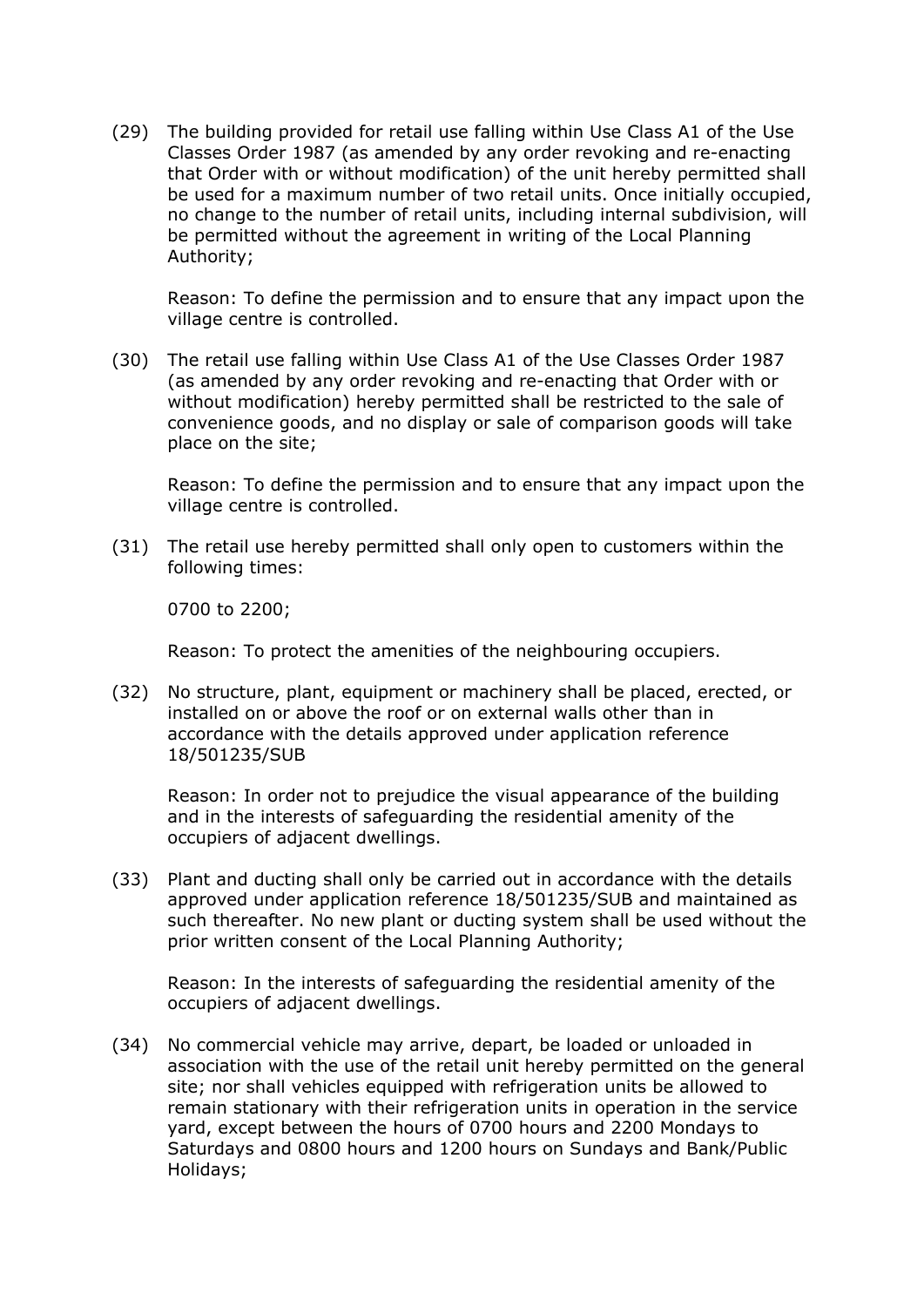(29) The building provided for retail use falling within Use Class A1 of the Use Classes Order 1987 (as amended by any order revoking and re-enacting that Order with or without modification) of the unit hereby permitted shall be used for a maximum number of two retail units. Once initially occupied, no change to the number of retail units, including internal subdivision, will be permitted without the agreement in writing of the Local Planning Authority;

Reason: To define the permission and to ensure that any impact upon the village centre is controlled.

(30) The retail use falling within Use Class A1 of the Use Classes Order 1987 (as amended by any order revoking and re-enacting that Order with or without modification) hereby permitted shall be restricted to the sale of convenience goods, and no display or sale of comparison goods will take place on the site;

Reason: To define the permission and to ensure that any impact upon the village centre is controlled.

(31) The retail use hereby permitted shall only open to customers within the following times:

0700 to 2200;

Reason: To protect the amenities of the neighbouring occupiers.

(32) No structure, plant, equipment or machinery shall be placed, erected, or installed on or above the roof or on external walls other than in accordance with the details approved under application reference 18/501235/SUB

Reason: In order not to prejudice the visual appearance of the building and in the interests of safeguarding the residential amenity of the occupiers of adjacent dwellings.

(33) Plant and ducting shall only be carried out in accordance with the details approved under application reference 18/501235/SUB and maintained as such thereafter. No new plant or ducting system shall be used without the prior written consent of the Local Planning Authority;

Reason: In the interests of safeguarding the residential amenity of the occupiers of adjacent dwellings.

(34) No commercial vehicle may arrive, depart, be loaded or unloaded in association with the use of the retail unit hereby permitted on the general site; nor shall vehicles equipped with refrigeration units be allowed to remain stationary with their refrigeration units in operation in the service yard, except between the hours of 0700 hours and 2200 Mondays to Saturdays and 0800 hours and 1200 hours on Sundays and Bank/Public Holidays;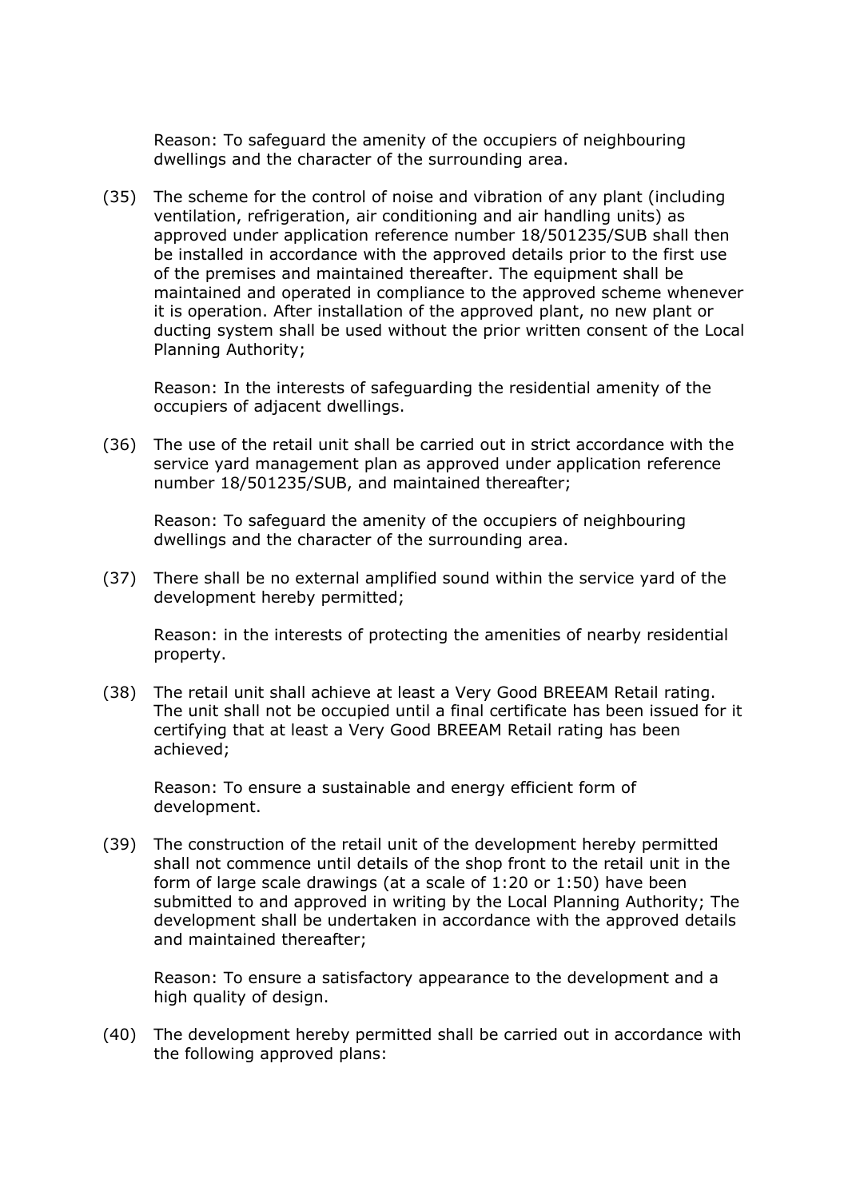Reason: To safeguard the amenity of the occupiers of neighbouring dwellings and the character of the surrounding area.

(35) The scheme for the control of noise and vibration of any plant (including ventilation, refrigeration, air conditioning and air handling units) as approved under application reference number 18/501235/SUB shall then be installed in accordance with the approved details prior to the first use of the premises and maintained thereafter. The equipment shall be maintained and operated in compliance to the approved scheme whenever it is operation. After installation of the approved plant, no new plant or ducting system shall be used without the prior written consent of the Local Planning Authority;

Reason: In the interests of safeguarding the residential amenity of the occupiers of adjacent dwellings.

(36) The use of the retail unit shall be carried out in strict accordance with the service yard management plan as approved under application reference number 18/501235/SUB, and maintained thereafter;

Reason: To safeguard the amenity of the occupiers of neighbouring dwellings and the character of the surrounding area.

(37) There shall be no external amplified sound within the service yard of the development hereby permitted;

Reason: in the interests of protecting the amenities of nearby residential property.

(38) The retail unit shall achieve at least a Very Good BREEAM Retail rating. The unit shall not be occupied until a final certificate has been issued for it certifying that at least a Very Good BREEAM Retail rating has been achieved;

Reason: To ensure a sustainable and energy efficient form of development.

(39) The construction of the retail unit of the development hereby permitted shall not commence until details of the shop front to the retail unit in the form of large scale drawings (at a scale of 1:20 or 1:50) have been submitted to and approved in writing by the Local Planning Authority; The development shall be undertaken in accordance with the approved details and maintained thereafter;

Reason: To ensure a satisfactory appearance to the development and a high quality of design.

(40) The development hereby permitted shall be carried out in accordance with the following approved plans: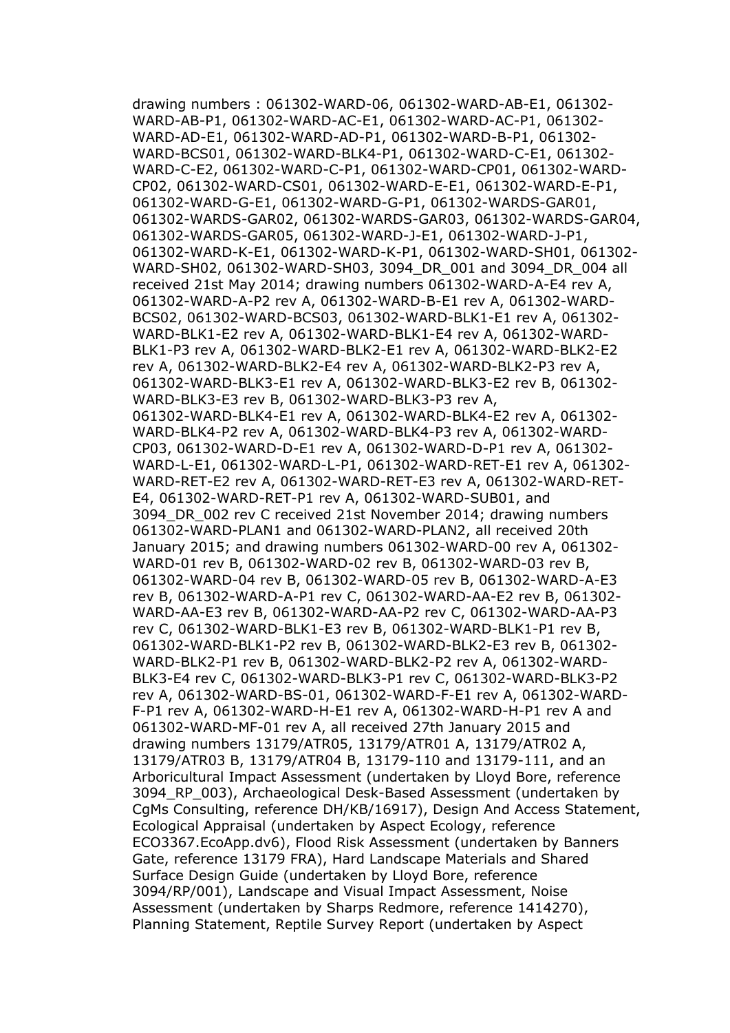drawing numbers : 061302-WARD-06, 061302-WARD-AB-E1, 061302-WARD-AB-P1, 061302-WARD-AC-E1, 061302-WARD-AC-P1, 061302-WARD-AD-E1, 061302-WARD-AD-P1, 061302-WARD-B-P1, 061302-WARD-BCS01, 061302-WARD-BLK4-P1, 061302-WARD-C-E1, 061302-WARD-C-E2, 061302-WARD-C-P1, 061302-WARD-CP01, 061302-WARD-CP02, 061302-WARD-CS01, 061302-WARD-E-E1, 061302-WARD-E-P1, 061302-WARD-G-E1, 061302-WARD-G-P1, 061302-WARDS-GAR01, 061302-WARDS-GAR02, 061302-WARDS-GAR03, 061302-WARDS-GAR04, 061302-WARDS-GAR05, 061302-WARD-J-E1, 061302-WARD-J-P1, 061302-WARD-K-E1, 061302-WARD-K-P1, 061302-WARD-SH01, 061302-WARD-SH02, 061302-WARD-SH03, 3094_DR_001 and 3094_DR_004 all received 21st May 2014; drawing numbers 061302-WARD-A-E4 rev A, 061302-WARD-A-P2 rev A, 061302-WARD-B-E1 rev A, 061302-WARD-BCS02, 061302-WARD-BCS03, 061302-WARD-BLK1-E1 rev A, 061302-WARD-BLK1-E2 rev A, 061302-WARD-BLK1-E4 rev A, 061302-WARD-BLK1-P3 rev A, 061302-WARD-BLK2-E1 rev A, 061302-WARD-BLK2-E2 rev A, 061302-WARD-BLK2-E4 rev A, 061302-WARD-BLK2-P3 rev A, 061302-WARD-BLK3-E1 rev A, 061302-WARD-BLK3-E2 rev B, 061302-WARD-BLK3-E3 rev B, 061302-WARD-BLK3-P3 rev A, 061302-WARD-BLK4-E1 rev A, 061302-WARD-BLK4-E2 rev A, 061302-WARD-BLK4-P2 rev A, 061302-WARD-BLK4-P3 rev A, 061302-WARD-CP03, 061302-WARD-D-E1 rev A, 061302-WARD-D-P1 rev A, 061302-WARD-L-E1, 061302-WARD-L-P1, 061302-WARD-RET-E1 rev A, 061302-WARD-RET-E2 rev A, 061302-WARD-RET-E3 rev A, 061302-WARD-RET-E4, 061302-WARD-RET-P1 rev A, 061302-WARD-SUB01, and 3094_DR_002 rev C received 21st November 2014; drawing numbers 061302-WARD-PLAN1 and 061302-WARD-PLAN2, all received 20th January 2015; and drawing numbers 061302-WARD-00 rev A, 061302-WARD-01 rev B, 061302-WARD-02 rev B, 061302-WARD-03 rev B, 061302-WARD-04 rev B, 061302-WARD-05 rev B, 061302-WARD-A-E3 rev B, 061302-WARD-A-P1 rev C, 061302-WARD-AA-E2 rev B, 061302-WARD-AA-E3 rev B, 061302-WARD-AA-P2 rev C, 061302-WARD-AA-P3 rev C, 061302-WARD-BLK1-E3 rev B, 061302-WARD-BLK1-P1 rev B, 061302-WARD-BLK1-P2 rev B, 061302-WARD-BLK2-E3 rev B, 061302-WARD-BLK2-P1 rev B, 061302-WARD-BLK2-P2 rev A, 061302-WARD-BLK3-E4 rev C, 061302-WARD-BLK3-P1 rev C, 061302-WARD-BLK3-P2 rev A, 061302-WARD-BS-01, 061302-WARD-F-E1 rev A, 061302-WARD-F-P1 rev A, 061302-WARD-H-E1 rev A, 061302-WARD-H-P1 rev A and 061302-WARD-MF-01 rev A, all received 27th January 2015 and drawing numbers 13179/ATR05, 13179/ATR01 A, 13179/ATR02 A, 13179/ATR03 B, 13179/ATR04 B, 13179-110 and 13179-111, and an Arboricultural Impact Assessment (undertaken by Lloyd Bore, reference 3094_RP_003), Archaeological Desk-Based Assessment (undertaken by CgMs Consulting, reference DH/KB/16917), Design And Access Statement, Ecological Appraisal (undertaken by Aspect Ecology, reference ECO3367.EcoApp.dv6), Flood Risk Assessment (undertaken by Banners Gate, reference 13179 FRA), Hard Landscape Materials and Shared Surface Design Guide (undertaken by Lloyd Bore, reference 3094/RP/001), Landscape and Visual Impact Assessment, Noise Assessment (undertaken by Sharps Redmore, reference 1414270), Planning Statement, Reptile Survey Report (undertaken by Aspect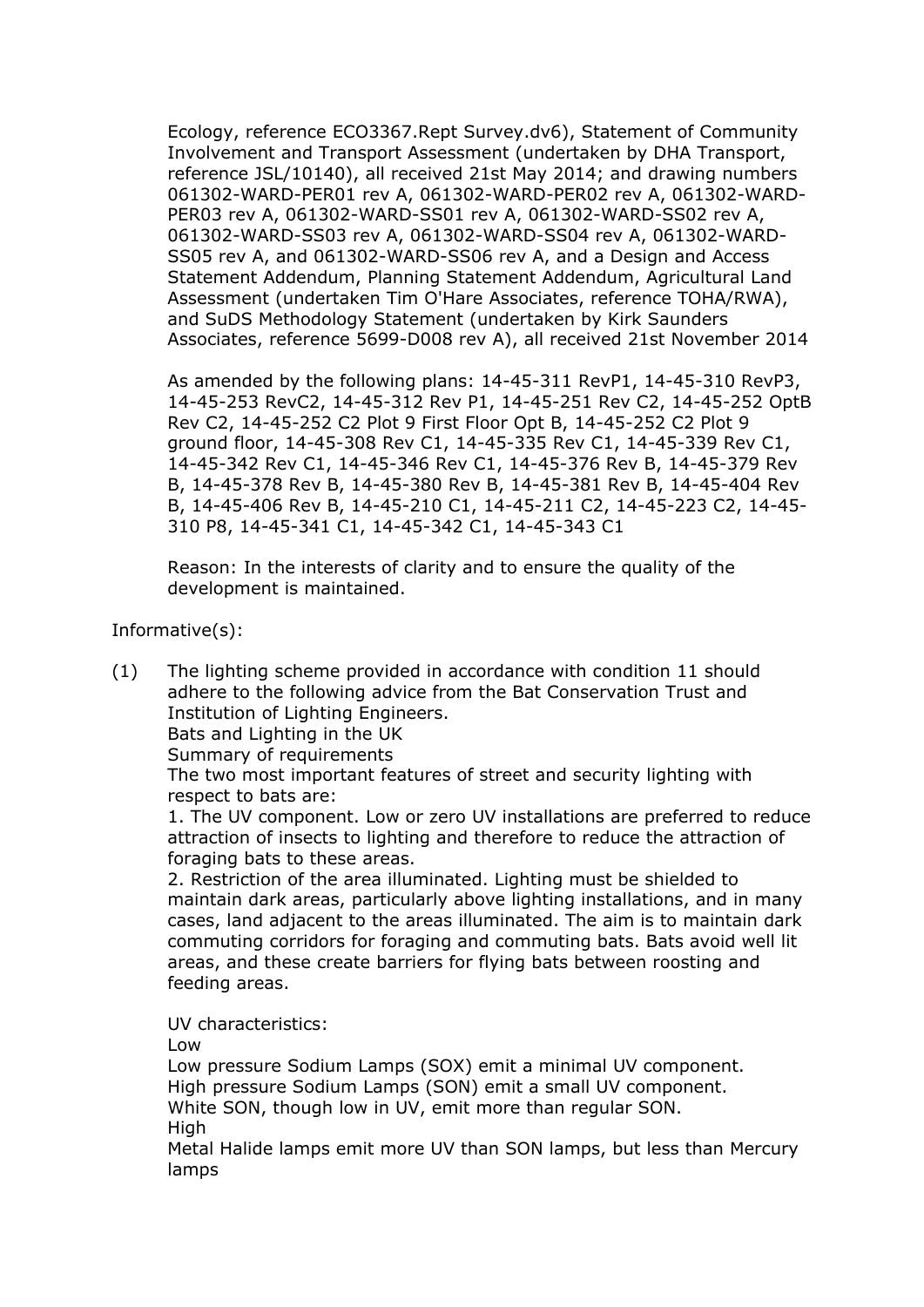Ecology, reference ECO3367.Rept Survey.dv6), Statement of Community Involvement and Transport Assessment (undertaken by DHA Transport, reference JSL/10140), all received 21st May 2014; and drawing numbers 061302-WARD-PER01 rev A, 061302-WARD-PER02 rev A, 061302-WARD-PER03 rev A, 061302-WARD-SS01 rev A, 061302-WARD-SS02 rev A, 061302-WARD-SS03 rev A, 061302-WARD-SS04 rev A, 061302-WARD-SS05 rev A, and 061302-WARD-SS06 rev A, and a Design and Access Statement Addendum, Planning Statement Addendum, Agricultural Land Assessment (undertaken Tim O'Hare Associates, reference TOHA/RWA), and SuDS Methodology Statement (undertaken by Kirk Saunders Associates, reference 5699-D008 rev A), all received 21st November 2014

As amended by the following plans: 14-45-311 RevP1, 14-45-310 RevP3, 14-45-253 RevC2, 14-45-312 Rev P1, 14-45-251 Rev C2, 14-45-252 OptB Rev C2, 14-45-252 C2 Plot 9 First Floor Opt B, 14-45-252 C2 Plot 9 ground floor, 14-45-308 Rev C1, 14-45-335 Rev C1, 14-45-339 Rev C1, 14-45-342 Rev C1, 14-45-346 Rev C1, 14-45-376 Rev B, 14-45-379 Rev B, 14-45-378 Rev B, 14-45-380 Rev B, 14-45-381 Rev B, 14-45-404 Rev B, 14-45-406 Rev B, 14-45-210 C1, 14-45-211 C2, 14-45-223 C2, 14-45-310 P8, 14-45-341 C1, 14-45-342 C1, 14-45-343 C1

Reason: In the interests of clarity and to ensure the quality of the development is maintained.

Informative(s):

(1) The lighting scheme provided in accordance with condition 11 should adhere to the following advice from the Bat Conservation Trust and Institution of Lighting Engineers.
Bats and Lighting in the UK
Summary of requirements
The two most important features of street and security lighting with respect to bats are:
1. The UV component. Low or zero UV installations are preferred to reduce attraction of insects to lighting and therefore to reduce the attraction of foraging bats to these areas.
2. Restriction of the area illuminated. Lighting must be shielded to maintain dark areas, particularly above lighting installations, and in many cases, land adjacent to the areas illuminated. The aim is to maintain dark commuting corridors for foraging and commuting bats. Bats avoid well lit areas, and these create barriers for flying bats between roosting and feeding areas.

UV characteristics:
Low
Low pressure Sodium Lamps (SOX) emit a minimal UV component.
High pressure Sodium Lamps (SON) emit a small UV component.
White SON, though low in UV, emit more than regular SON.
High
Metal Halide lamps emit more UV than SON lamps, but less than Mercury lamps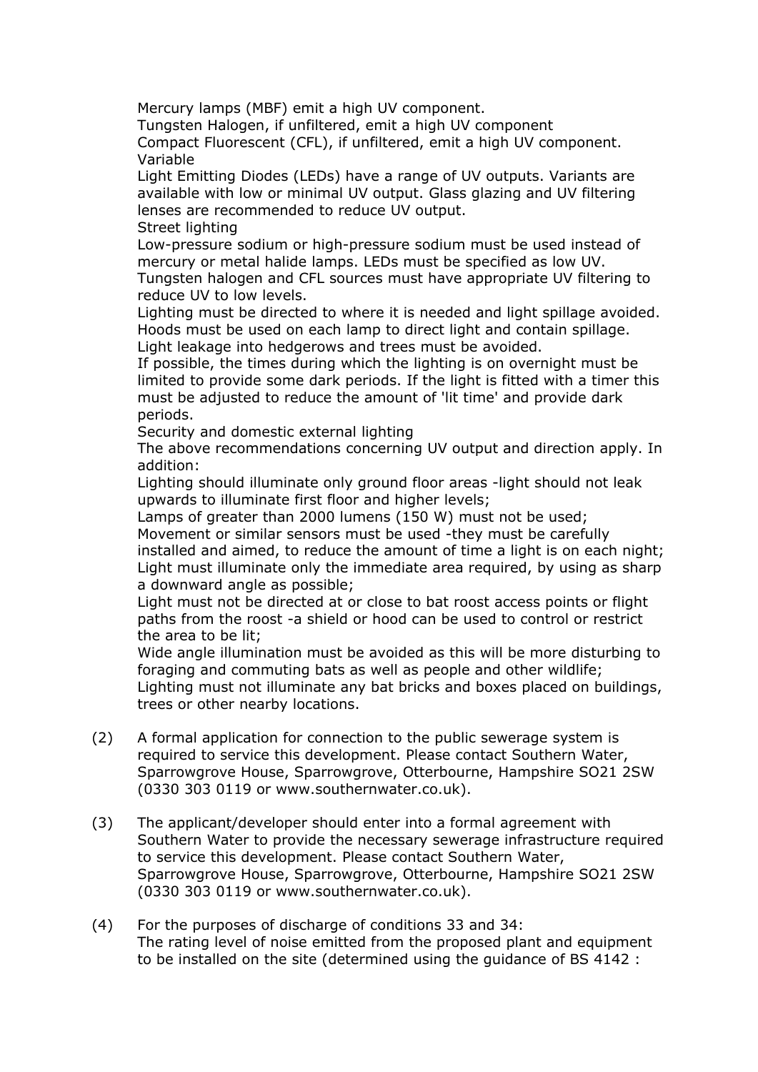Mercury lamps (MBF) emit a high UV component.
Tungsten Halogen, if unfiltered, emit a high UV component
Compact Fluorescent (CFL), if unfiltered, emit a high UV component.
Variable
Light Emitting Diodes (LEDs) have a range of UV outputs. Variants are available with low or minimal UV output. Glass glazing and UV filtering lenses are recommended to reduce UV output.
Street lighting
Low-pressure sodium or high-pressure sodium must be used instead of mercury or metal halide lamps. LEDs must be specified as low UV. Tungsten halogen and CFL sources must have appropriate UV filtering to reduce UV to low levels.
Lighting must be directed to where it is needed and light spillage avoided. Hoods must be used on each lamp to direct light and contain spillage. Light leakage into hedgerows and trees must be avoided.
If possible, the times during which the lighting is on overnight must be limited to provide some dark periods. If the light is fitted with a timer this must be adjusted to reduce the amount of 'lit time' and provide dark periods.
Security and domestic external lighting
The above recommendations concerning UV output and direction apply. In addition:
Lighting should illuminate only ground floor areas -light should not leak upwards to illuminate first floor and higher levels;
Lamps of greater than 2000 lumens (150 W) must not be used;
Movement or similar sensors must be used -they must be carefully installed and aimed, to reduce the amount of time a light is on each night;
Light must illuminate only the immediate area required, by using as sharp a downward angle as possible;
Light must not be directed at or close to bat roost access points or flight paths from the roost -a shield or hood can be used to control or restrict the area to be lit;
Wide angle illumination must be avoided as this will be more disturbing to foraging and commuting bats as well as people and other wildlife;
Lighting must not illuminate any bat bricks and boxes placed on buildings, trees or other nearby locations.

(2) A formal application for connection to the public sewerage system is required to service this development. Please contact Southern Water, Sparrowgrove House, Sparrowgrove, Otterbourne, Hampshire SO21 2SW (0330 303 0119 or www.southernwater.co.uk).

(3) The applicant/developer should enter into a formal agreement with Southern Water to provide the necessary sewerage infrastructure required to service this development. Please contact Southern Water, Sparrowgrove House, Sparrowgrove, Otterbourne, Hampshire SO21 2SW (0330 303 0119 or www.southernwater.co.uk).

(4) For the purposes of discharge of conditions 33 and 34:
The rating level of noise emitted from the proposed plant and equipment to be installed on the site (determined using the guidance of BS 4142 :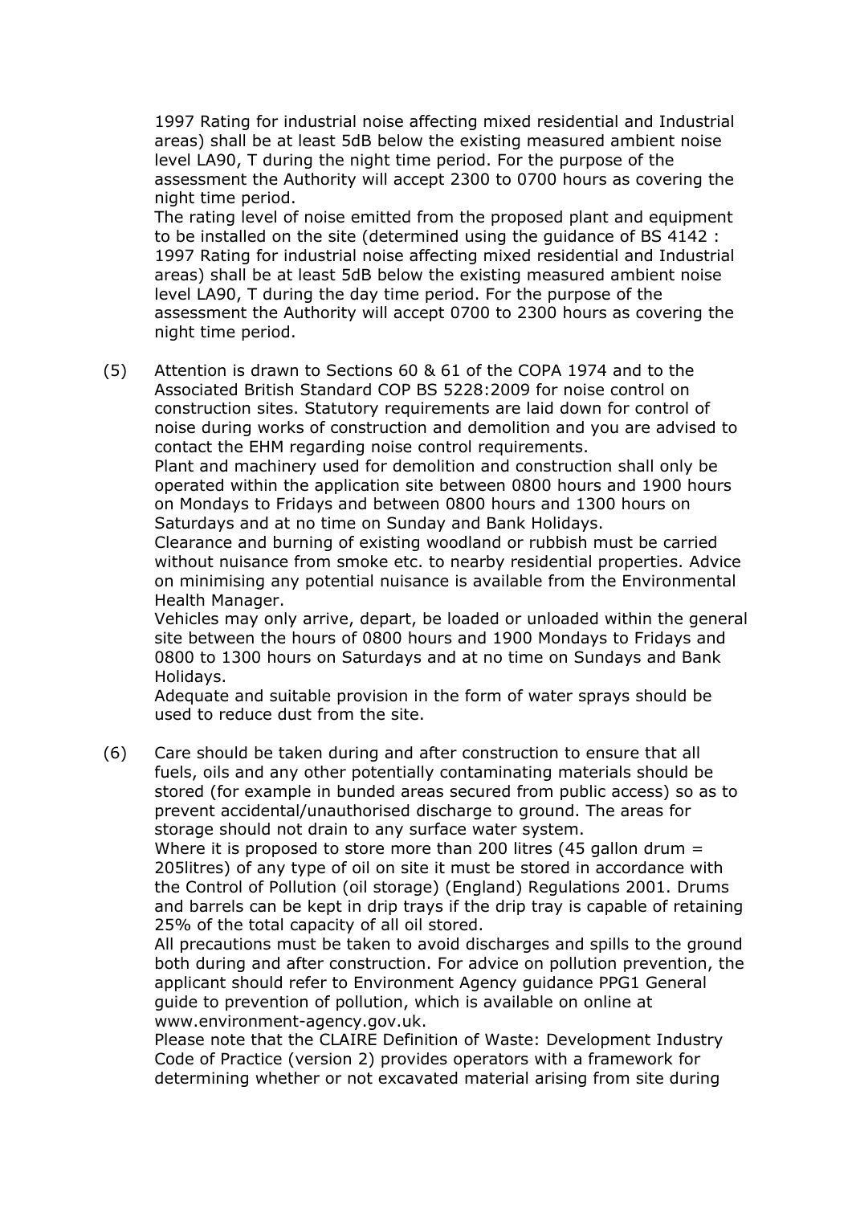1997 Rating for industrial noise affecting mixed residential and Industrial areas) shall be at least 5dB below the existing measured ambient noise level LA90, T during the night time period. For the purpose of the assessment the Authority will accept 2300 to 0700 hours as covering the night time period.
The rating level of noise emitted from the proposed plant and equipment to be installed on the site (determined using the guidance of BS 4142 : 1997 Rating for industrial noise affecting mixed residential and Industrial areas) shall be at least 5dB below the existing measured ambient noise level LA90, T during the day time period. For the purpose of the assessment the Authority will accept 0700 to 2300 hours as covering the night time period.

(5) Attention is drawn to Sections 60 & 61 of the COPA 1974 and to the Associated British Standard COP BS 5228:2009 for noise control on construction sites. Statutory requirements are laid down for control of noise during works of construction and demolition and you are advised to contact the EHM regarding noise control requirements.
Plant and machinery used for demolition and construction shall only be operated within the application site between 0800 hours and 1900 hours on Mondays to Fridays and between 0800 hours and 1300 hours on Saturdays and at no time on Sunday and Bank Holidays.
Clearance and burning of existing woodland or rubbish must be carried without nuisance from smoke etc. to nearby residential properties. Advice on minimising any potential nuisance is available from the Environmental Health Manager.
Vehicles may only arrive, depart, be loaded or unloaded within the general site between the hours of 0800 hours and 1900 Mondays to Fridays and 0800 to 1300 hours on Saturdays and at no time on Sundays and Bank Holidays.
Adequate and suitable provision in the form of water sprays should be used to reduce dust from the site.

(6) Care should be taken during and after construction to ensure that all fuels, oils and any other potentially contaminating materials should be stored (for example in bunded areas secured from public access) so as to prevent accidental/unauthorised discharge to ground. The areas for storage should not drain to any surface water system.
Where it is proposed to store more than 200 litres (45 gallon drum = 205litres) of any type of oil on site it must be stored in accordance with the Control of Pollution (oil storage) (England) Regulations 2001. Drums and barrels can be kept in drip trays if the drip tray is capable of retaining 25% of the total capacity of all oil stored.
All precautions must be taken to avoid discharges and spills to the ground both during and after construction. For advice on pollution prevention, the applicant should refer to Environment Agency guidance PPG1 General guide to prevention of pollution, which is available on online at www.environment-agency.gov.uk.
Please note that the CLAIRE Definition of Waste: Development Industry Code of Practice (version 2) provides operators with a framework for determining whether or not excavated material arising from site during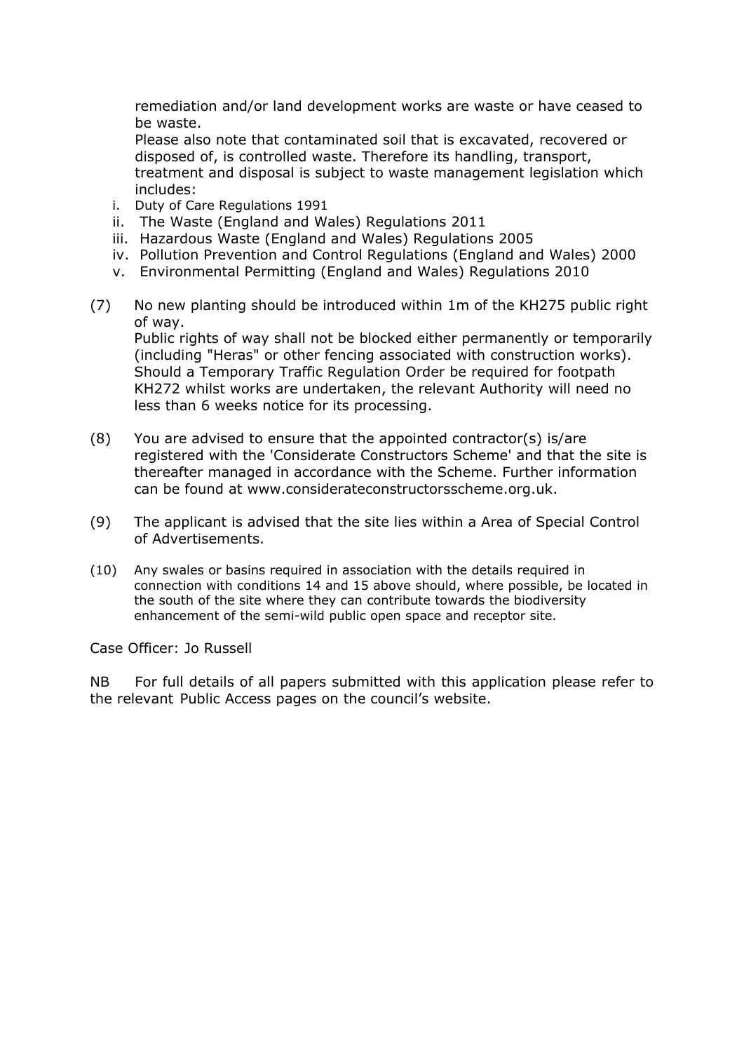remediation and/or land development works are waste or have ceased to be waste.

Please also note that contaminated soil that is excavated, recovered or disposed of, is controlled waste. Therefore its handling, transport, treatment and disposal is subject to waste management legislation which includes:

i. Duty of Care Regulations 1991
ii. The Waste (England and Wales) Regulations 2011
iii. Hazardous Waste (England and Wales) Regulations 2005
iv. Pollution Prevention and Control Regulations (England and Wales) 2000
v. Environmental Permitting (England and Wales) Regulations 2010

(7) No new planting should be introduced within 1m of the KH275 public right of way.
Public rights of way shall not be blocked either permanently or temporarily (including "Heras" or other fencing associated with construction works). Should a Temporary Traffic Regulation Order be required for footpath KH272 whilst works are undertaken, the relevant Authority will need no less than 6 weeks notice for its processing.

(8) You are advised to ensure that the appointed contractor(s) is/are registered with the 'Considerate Constructors Scheme' and that the site is thereafter managed in accordance with the Scheme. Further information can be found at www.considerateconstructorsscheme.org.uk.

(9) The applicant is advised that the site lies within a Area of Special Control of Advertisements.

(10) Any swales or basins required in association with the details required in connection with conditions 14 and 15 above should, where possible, be located in the south of the site where they can contribute towards the biodiversity enhancement of the semi-wild public open space and receptor site.

Case Officer: Jo Russell

NB For full details of all papers submitted with this application please refer to the relevant Public Access pages on the council's website.